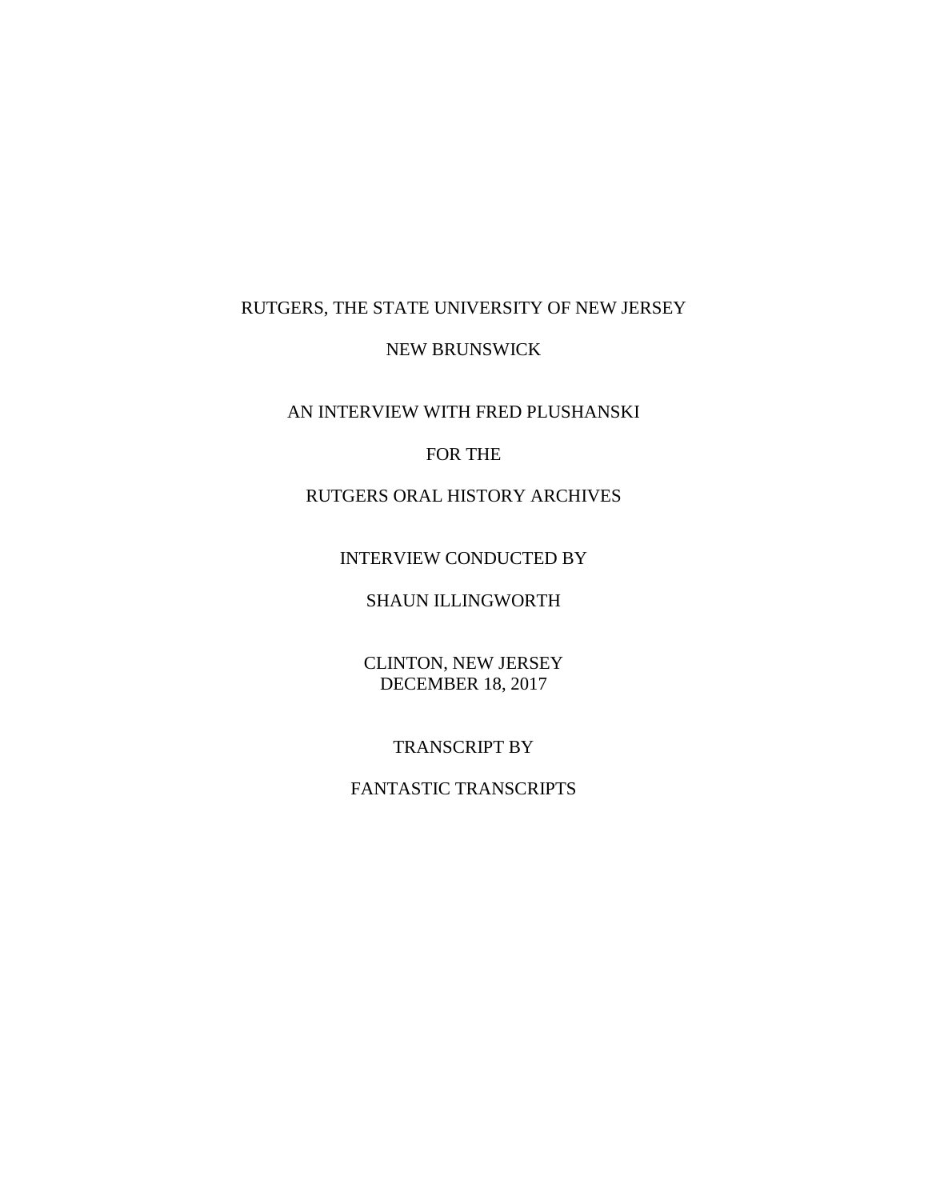RUTGERS, THE STATE UNIVERSITY OF NEW JERSEY

NEW BRUNSWICK

AN INTERVIEW WITH FRED PLUSHANSKI

FOR THE

RUTGERS ORAL HISTORY ARCHIVES

INTERVIEW CONDUCTED BY

SHAUN ILLINGWORTH

CLINTON, NEW JERSEY
DECEMBER 18, 2017

TRANSCRIPT BY

FANTASTIC TRANSCRIPTS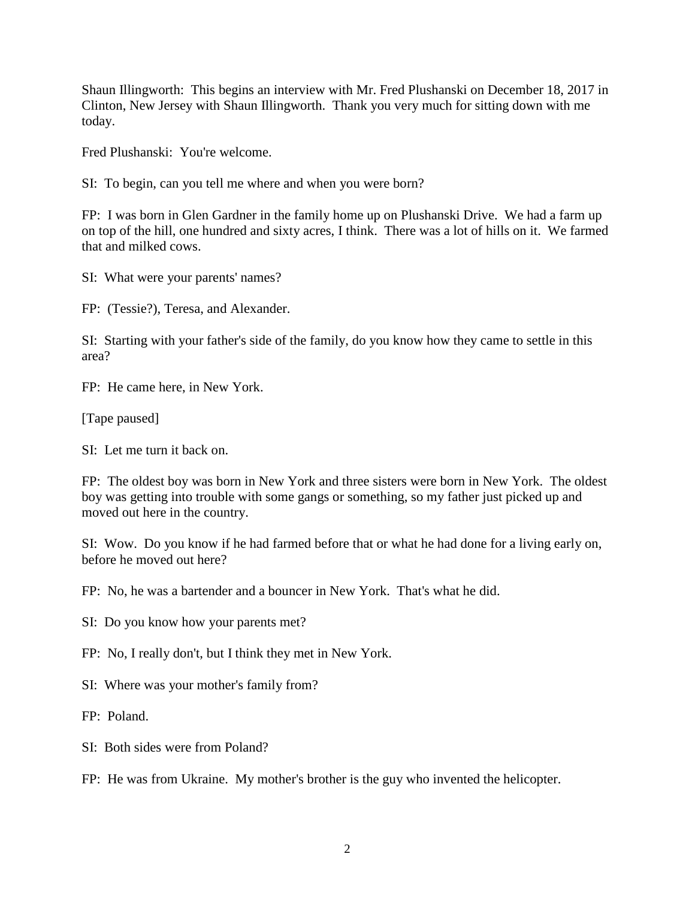Shaun Illingworth: This begins an interview with Mr. Fred Plushanski on December 18, 2017 in Clinton, New Jersey with Shaun Illingworth. Thank you very much for sitting down with me today.

Fred Plushanski: You're welcome.

SI: To begin, can you tell me where and when you were born?

FP: I was born in Glen Gardner in the family home up on Plushanski Drive. We had a farm up on top of the hill, one hundred and sixty acres, I think. There was a lot of hills on it. We farmed that and milked cows.

SI: What were your parents' names?

FP: (Tessie?), Teresa, and Alexander.

SI: Starting with your father's side of the family, do you know how they came to settle in this area?

FP: He came here, in New York.

[Tape paused]

SI: Let me turn it back on.

FP: The oldest boy was born in New York and three sisters were born in New York. The oldest boy was getting into trouble with some gangs or something, so my father just picked up and moved out here in the country.

SI: Wow. Do you know if he had farmed before that or what he had done for a living early on, before he moved out here?

FP: No, he was a bartender and a bouncer in New York. That's what he did.

SI: Do you know how your parents met?

FP: No, I really don't, but I think they met in New York.

SI: Where was your mother's family from?

FP: Poland.

SI: Both sides were from Poland?

FP: He was from Ukraine. My mother's brother is the guy who invented the helicopter.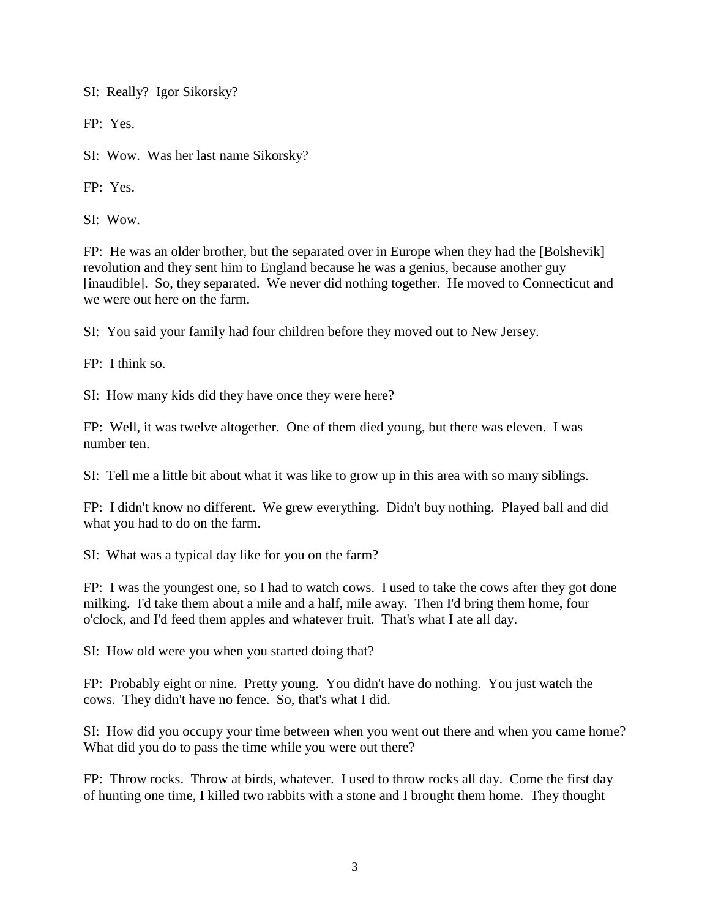SI: Really? Igor Sikorsky?

FP: Yes.

SI: Wow. Was her last name Sikorsky?

FP: Yes.

SI: Wow.

FP: He was an older brother, but the separated over in Europe when they had the [Bolshevik] revolution and they sent him to England because he was a genius, because another guy [inaudible]. So, they separated. We never did nothing together. He moved to Connecticut and we were out here on the farm.

SI: You said your family had four children before they moved out to New Jersey.

FP: I think so.

SI: How many kids did they have once they were here?

FP: Well, it was twelve altogether. One of them died young, but there was eleven. I was number ten.

SI: Tell me a little bit about what it was like to grow up in this area with so many siblings.

FP: I didn't know no different. We grew everything. Didn't buy nothing. Played ball and did what you had to do on the farm.

SI: What was a typical day like for you on the farm?

FP: I was the youngest one, so I had to watch cows. I used to take the cows after they got done milking. I'd take them about a mile and a half, mile away. Then I'd bring them home, four o'clock, and I'd feed them apples and whatever fruit. That's what I ate all day.

SI: How old were you when you started doing that?

FP: Probably eight or nine. Pretty young. You didn't have do nothing. You just watch the cows. They didn't have no fence. So, that's what I did.

SI: How did you occupy your time between when you went out there and when you came home? What did you do to pass the time while you were out there?

FP: Throw rocks. Throw at birds, whatever. I used to throw rocks all day. Come the first day of hunting one time, I killed two rabbits with a stone and I brought them home. They thought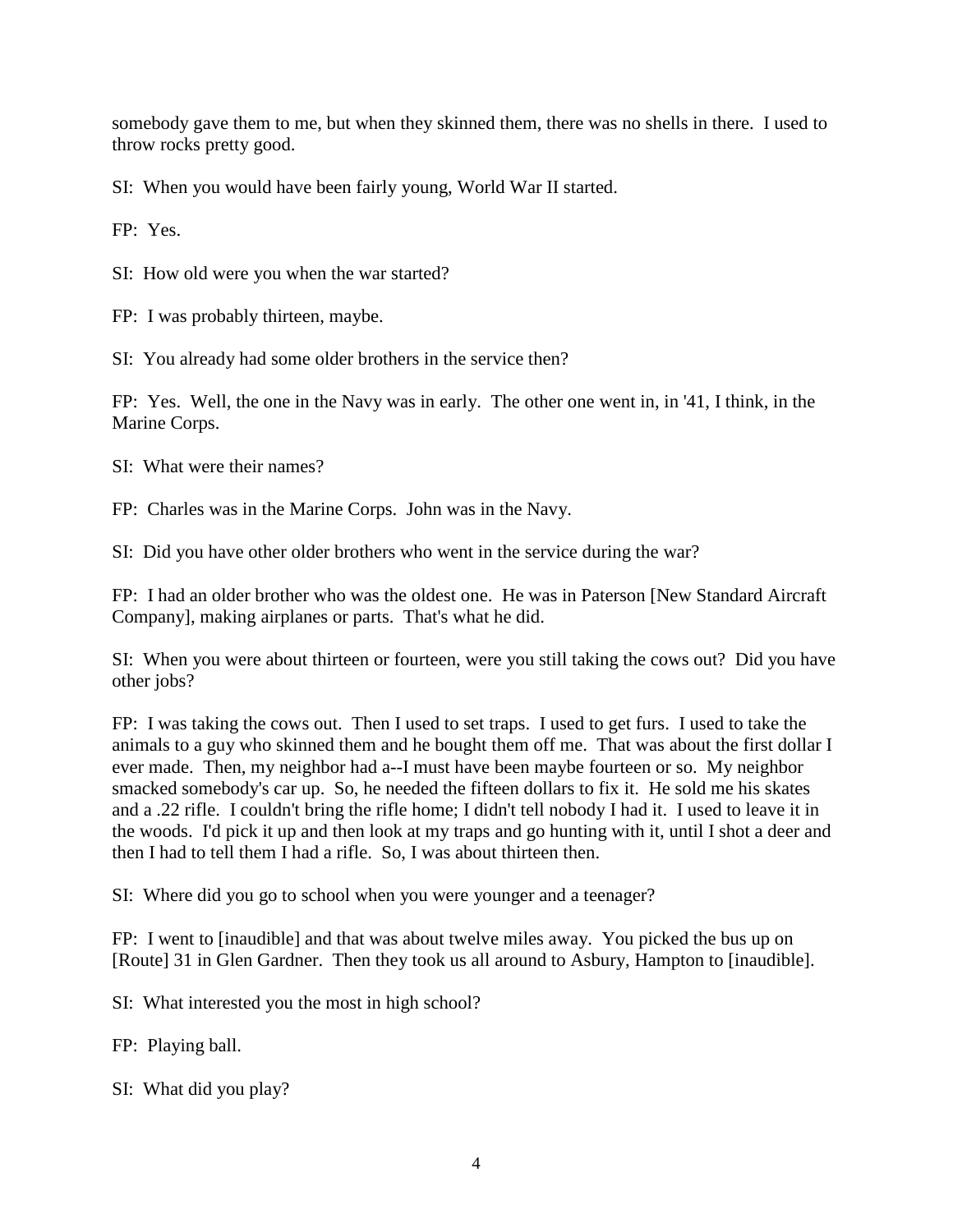somebody gave them to me, but when they skinned them, there was no shells in there. I used to throw rocks pretty good.

SI: When you would have been fairly young, World War II started.

FP: Yes.

SI: How old were you when the war started?

FP: I was probably thirteen, maybe.

SI: You already had some older brothers in the service then?

FP: Yes. Well, the one in the Navy was in early. The other one went in, in '41, I think, in the Marine Corps.

SI: What were their names?

FP: Charles was in the Marine Corps. John was in the Navy.

SI: Did you have other older brothers who went in the service during the war?

FP: I had an older brother who was the oldest one. He was in Paterson [New Standard Aircraft Company], making airplanes or parts. That's what he did.

SI: When you were about thirteen or fourteen, were you still taking the cows out? Did you have other jobs?

FP: I was taking the cows out. Then I used to set traps. I used to get furs. I used to take the animals to a guy who skinned them and he bought them off me. That was about the first dollar I ever made. Then, my neighbor had a--I must have been maybe fourteen or so. My neighbor smacked somebody's car up. So, he needed the fifteen dollars to fix it. He sold me his skates and a .22 rifle. I couldn't bring the rifle home; I didn't tell nobody I had it. I used to leave it in the woods. I'd pick it up and then look at my traps and go hunting with it, until I shot a deer and then I had to tell them I had a rifle. So, I was about thirteen then.

SI: Where did you go to school when you were younger and a teenager?

FP: I went to [inaudible] and that was about twelve miles away. You picked the bus up on [Route] 31 in Glen Gardner. Then they took us all around to Asbury, Hampton to [inaudible].

SI: What interested you the most in high school?

FP: Playing ball.

SI: What did you play?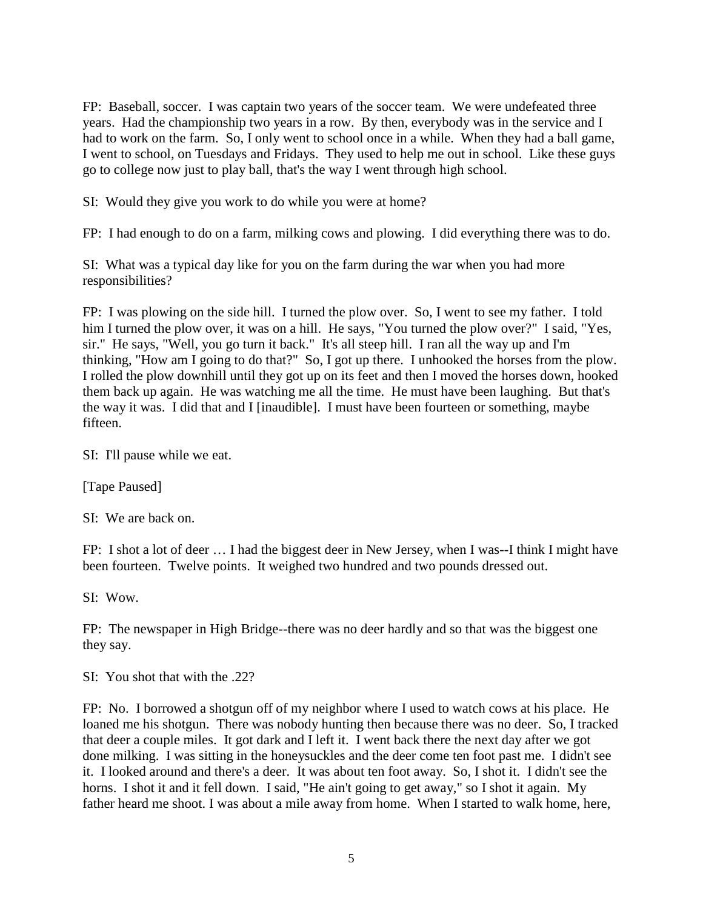FP: Baseball, soccer. I was captain two years of the soccer team. We were undefeated three years. Had the championship two years in a row. By then, everybody was in the service and I had to work on the farm. So, I only went to school once in a while. When they had a ball game, I went to school, on Tuesdays and Fridays. They used to help me out in school. Like these guys go to college now just to play ball, that's the way I went through high school.

SI: Would they give you work to do while you were at home?

FP: I had enough to do on a farm, milking cows and plowing. I did everything there was to do.

SI: What was a typical day like for you on the farm during the war when you had more responsibilities?

FP: I was plowing on the side hill. I turned the plow over. So, I went to see my father. I told him I turned the plow over, it was on a hill. He says, "You turned the plow over?" I said, "Yes, sir." He says, "Well, you go turn it back." It's all steep hill. I ran all the way up and I'm thinking, "How am I going to do that?" So, I got up there. I unhooked the horses from the plow. I rolled the plow downhill until they got up on its feet and then I moved the horses down, hooked them back up again. He was watching me all the time. He must have been laughing. But that's the way it was. I did that and I [inaudible]. I must have been fourteen or something, maybe fifteen.

SI: I'll pause while we eat.

[Tape Paused]

SI: We are back on.

FP: I shot a lot of deer … I had the biggest deer in New Jersey, when I was--I think I might have been fourteen. Twelve points. It weighed two hundred and two pounds dressed out.

SI: Wow.

FP: The newspaper in High Bridge--there was no deer hardly and so that was the biggest one they say.

SI: You shot that with the .22?

FP: No. I borrowed a shotgun off of my neighbor where I used to watch cows at his place. He loaned me his shotgun. There was nobody hunting then because there was no deer. So, I tracked that deer a couple miles. It got dark and I left it. I went back there the next day after we got done milking. I was sitting in the honeysuckles and the deer come ten foot past me. I didn't see it. I looked around and there's a deer. It was about ten foot away. So, I shot it. I didn't see the horns. I shot it and it fell down. I said, "He ain't going to get away," so I shot it again. My father heard me shoot. I was about a mile away from home. When I started to walk home, here,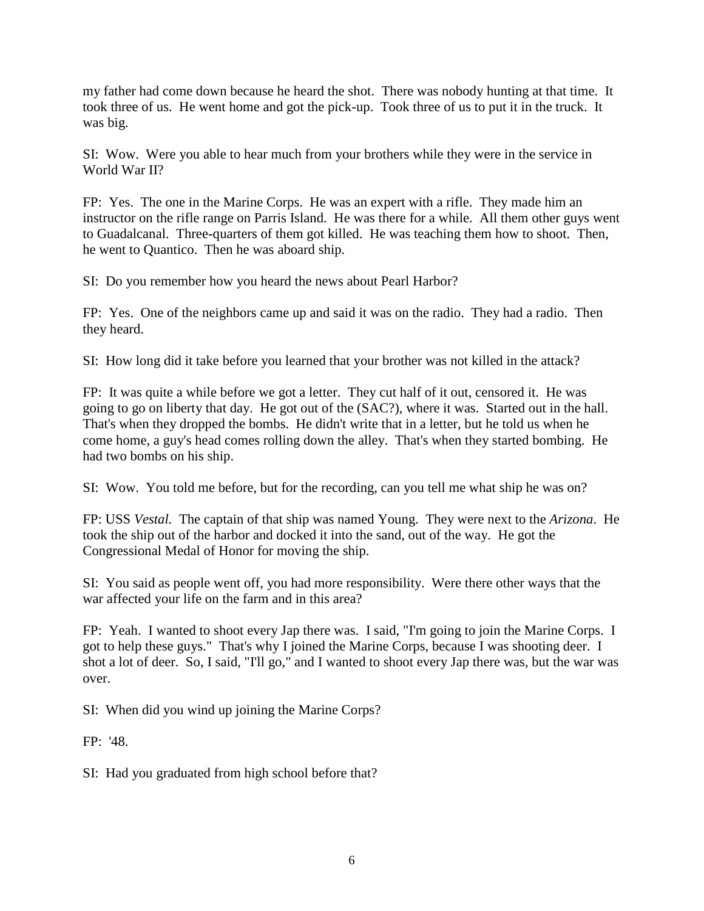my father had come down because he heard the shot. There was nobody hunting at that time. It took three of us. He went home and got the pick-up. Took three of us to put it in the truck. It was big.

SI: Wow. Were you able to hear much from your brothers while they were in the service in World War II?

FP: Yes. The one in the Marine Corps. He was an expert with a rifle. They made him an instructor on the rifle range on Parris Island. He was there for a while. All them other guys went to Guadalcanal. Three-quarters of them got killed. He was teaching them how to shoot. Then, he went to Quantico. Then he was aboard ship.

SI: Do you remember how you heard the news about Pearl Harbor?

FP: Yes. One of the neighbors came up and said it was on the radio. They had a radio. Then they heard.

SI: How long did it take before you learned that your brother was not killed in the attack?

FP: It was quite a while before we got a letter. They cut half of it out, censored it. He was going to go on liberty that day. He got out of the (SAC?), where it was. Started out in the hall. That's when they dropped the bombs. He didn't write that in a letter, but he told us when he come home, a guy's head comes rolling down the alley. That's when they started bombing. He had two bombs on his ship.

SI: Wow. You told me before, but for the recording, can you tell me what ship he was on?

FP: USS *Vestal.* The captain of that ship was named Young. They were next to the *Arizona*. He took the ship out of the harbor and docked it into the sand, out of the way. He got the Congressional Medal of Honor for moving the ship.

SI: You said as people went off, you had more responsibility. Were there other ways that the war affected your life on the farm and in this area?

FP: Yeah. I wanted to shoot every Jap there was. I said, "I'm going to join the Marine Corps. I got to help these guys." That's why I joined the Marine Corps, because I was shooting deer. I shot a lot of deer. So, I said, "I'll go," and I wanted to shoot every Jap there was, but the war was over.

SI: When did you wind up joining the Marine Corps?

FP: '48.

SI: Had you graduated from high school before that?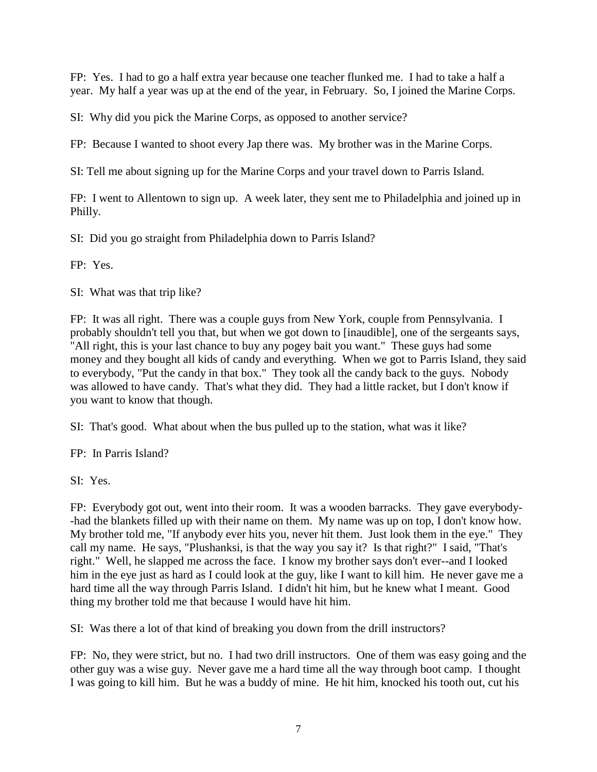FP: Yes. I had to go a half extra year because one teacher flunked me. I had to take a half a year. My half a year was up at the end of the year, in February. So, I joined the Marine Corps.

SI: Why did you pick the Marine Corps, as opposed to another service?

FP: Because I wanted to shoot every Jap there was. My brother was in the Marine Corps.

SI: Tell me about signing up for the Marine Corps and your travel down to Parris Island.

FP: I went to Allentown to sign up. A week later, they sent me to Philadelphia and joined up in Philly.

SI: Did you go straight from Philadelphia down to Parris Island?

FP: Yes.

SI: What was that trip like?

FP: It was all right. There was a couple guys from New York, couple from Pennsylvania. I probably shouldn't tell you that, but when we got down to [inaudible], one of the sergeants says, "All right, this is your last chance to buy any pogey bait you want." These guys had some money and they bought all kids of candy and everything. When we got to Parris Island, they said to everybody, "Put the candy in that box." They took all the candy back to the guys. Nobody was allowed to have candy. That's what they did. They had a little racket, but I don't know if you want to know that though.

SI: That's good. What about when the bus pulled up to the station, what was it like?

FP: In Parris Island?

SI: Yes.

FP: Everybody got out, went into their room. It was a wooden barracks. They gave everybody--had the blankets filled up with their name on them. My name was up on top, I don't know how. My brother told me, "If anybody ever hits you, never hit them. Just look them in the eye." They call my name. He says, "Plushanksi, is that the way you say it? Is that right?" I said, "That's right." Well, he slapped me across the face. I know my brother says don't ever--and I looked him in the eye just as hard as I could look at the guy, like I want to kill him. He never gave me a hard time all the way through Parris Island. I didn't hit him, but he knew what I meant. Good thing my brother told me that because I would have hit him.

SI: Was there a lot of that kind of breaking you down from the drill instructors?

FP: No, they were strict, but no. I had two drill instructors. One of them was easy going and the other guy was a wise guy. Never gave me a hard time all the way through boot camp. I thought I was going to kill him. But he was a buddy of mine. He hit him, knocked his tooth out, cut his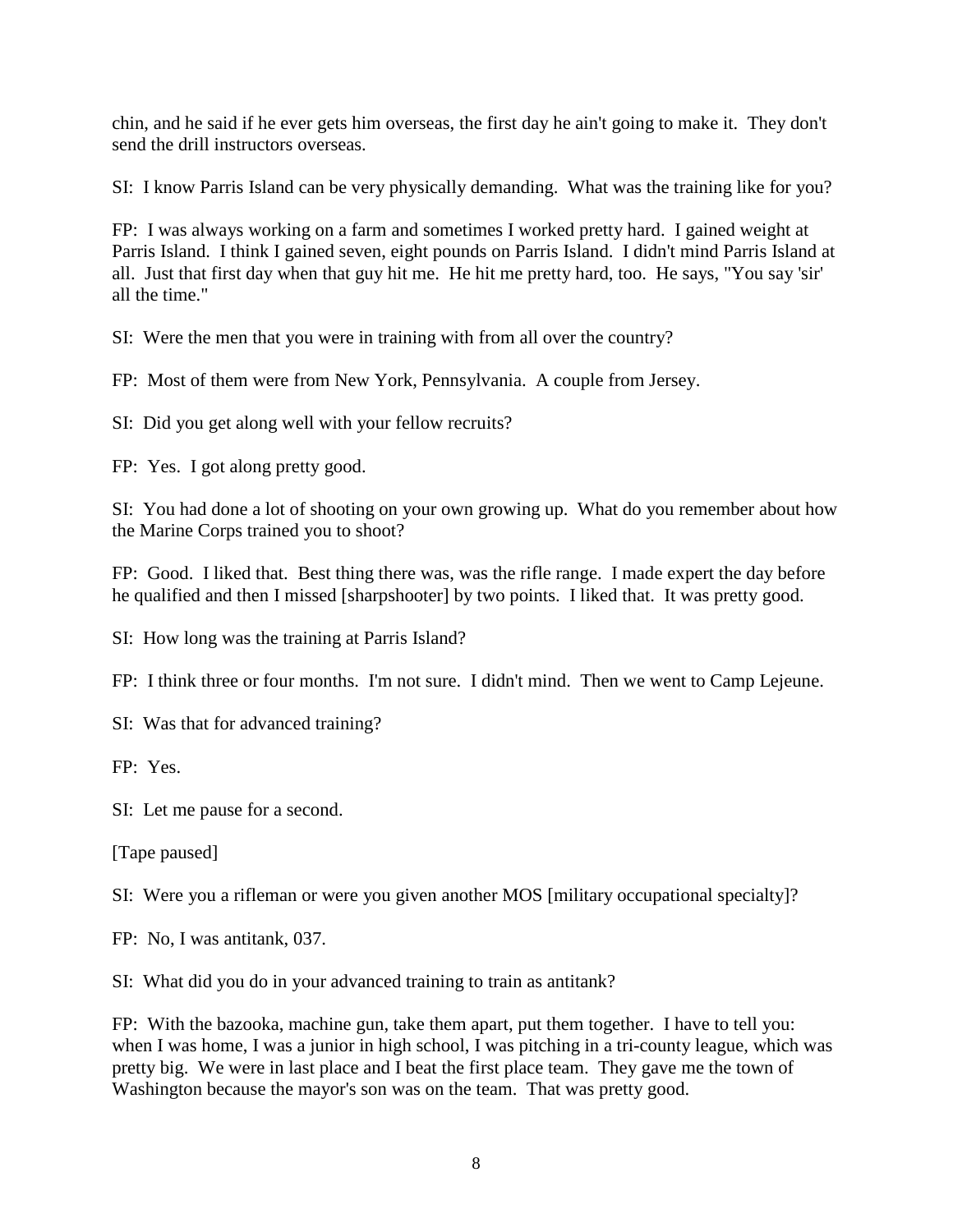chin, and he said if he ever gets him overseas, the first day he ain't going to make it. They don't send the drill instructors overseas.

SI: I know Parris Island can be very physically demanding. What was the training like for you?

FP: I was always working on a farm and sometimes I worked pretty hard. I gained weight at Parris Island. I think I gained seven, eight pounds on Parris Island. I didn't mind Parris Island at all. Just that first day when that guy hit me. He hit me pretty hard, too. He says, "You say 'sir' all the time."

SI: Were the men that you were in training with from all over the country?

FP: Most of them were from New York, Pennsylvania. A couple from Jersey.

SI: Did you get along well with your fellow recruits?

FP: Yes. I got along pretty good.

SI: You had done a lot of shooting on your own growing up. What do you remember about how the Marine Corps trained you to shoot?

FP: Good. I liked that. Best thing there was, was the rifle range. I made expert the day before he qualified and then I missed [sharpshooter] by two points. I liked that. It was pretty good.

SI: How long was the training at Parris Island?

FP: I think three or four months. I'm not sure. I didn't mind. Then we went to Camp Lejeune.

SI: Was that for advanced training?

FP: Yes.

SI: Let me pause for a second.

[Tape paused]

SI: Were you a rifleman or were you given another MOS [military occupational specialty]?

FP: No, I was antitank, 037.

SI: What did you do in your advanced training to train as antitank?

FP: With the bazooka, machine gun, take them apart, put them together. I have to tell you: when I was home, I was a junior in high school, I was pitching in a tri-county league, which was pretty big. We were in last place and I beat the first place team. They gave me the town of Washington because the mayor's son was on the team. That was pretty good.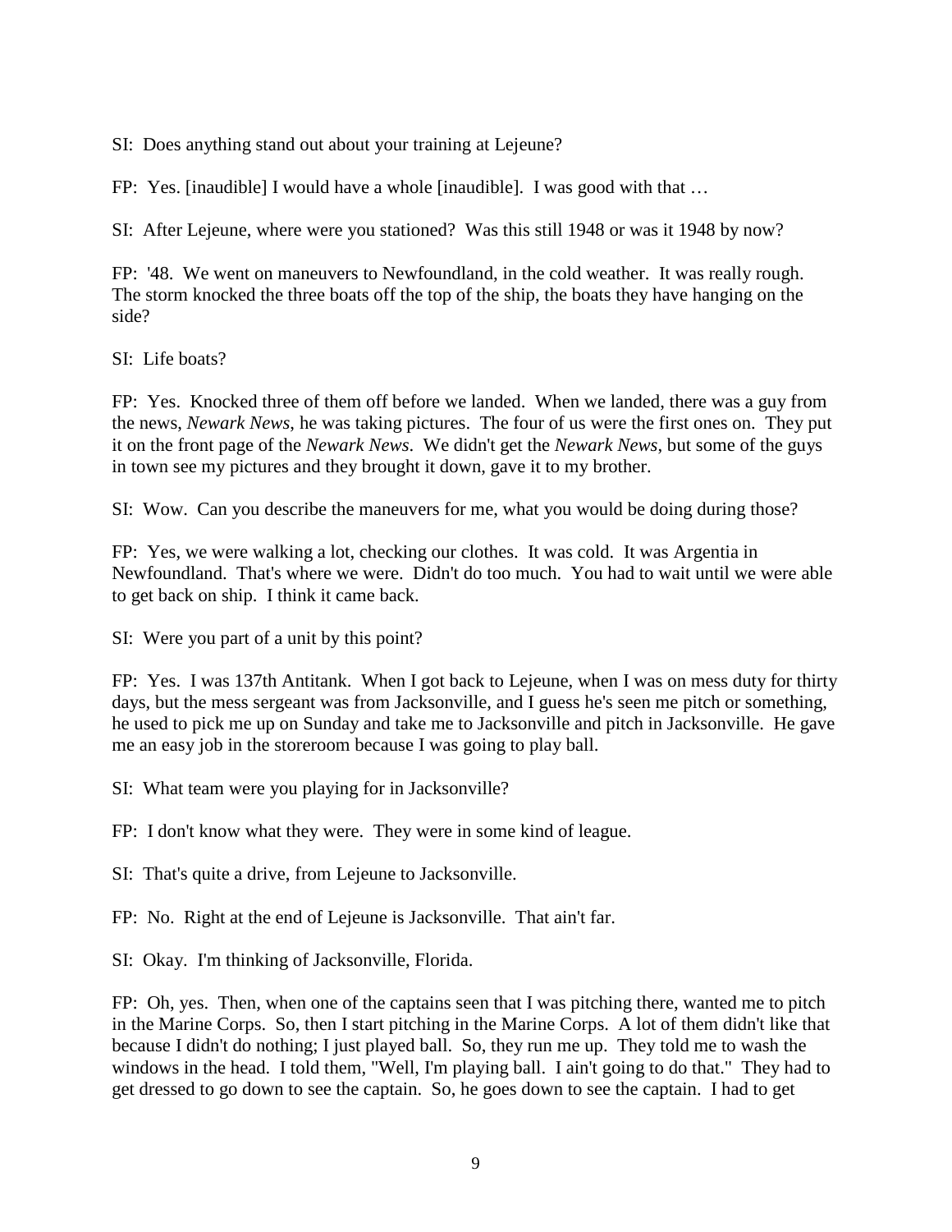SI: Does anything stand out about your training at Lejeune?

FP: Yes. [inaudible] I would have a whole [inaudible]. I was good with that …

SI: After Lejeune, where were you stationed? Was this still 1948 or was it 1948 by now?

FP: '48. We went on maneuvers to Newfoundland, in the cold weather. It was really rough. The storm knocked the three boats off the top of the ship, the boats they have hanging on the side?

SI: Life boats?

FP: Yes. Knocked three of them off before we landed. When we landed, there was a guy from the news, *Newark News*, he was taking pictures. The four of us were the first ones on. They put it on the front page of the *Newark News*. We didn't get the *Newark News*, but some of the guys in town see my pictures and they brought it down, gave it to my brother.

SI: Wow. Can you describe the maneuvers for me, what you would be doing during those?

FP: Yes, we were walking a lot, checking our clothes. It was cold. It was Argentia in Newfoundland. That's where we were. Didn't do too much. You had to wait until we were able to get back on ship. I think it came back.

SI: Were you part of a unit by this point?

FP: Yes. I was 137th Antitank. When I got back to Lejeune, when I was on mess duty for thirty days, but the mess sergeant was from Jacksonville, and I guess he's seen me pitch or something, he used to pick me up on Sunday and take me to Jacksonville and pitch in Jacksonville. He gave me an easy job in the storeroom because I was going to play ball.

SI: What team were you playing for in Jacksonville?

FP: I don't know what they were. They were in some kind of league.

SI: That's quite a drive, from Lejeune to Jacksonville.

FP: No. Right at the end of Lejeune is Jacksonville. That ain't far.

SI: Okay. I'm thinking of Jacksonville, Florida.

FP: Oh, yes. Then, when one of the captains seen that I was pitching there, wanted me to pitch in the Marine Corps. So, then I start pitching in the Marine Corps. A lot of them didn't like that because I didn't do nothing; I just played ball. So, they run me up. They told me to wash the windows in the head. I told them, "Well, I'm playing ball. I ain't going to do that." They had to get dressed to go down to see the captain. So, he goes down to see the captain. I had to get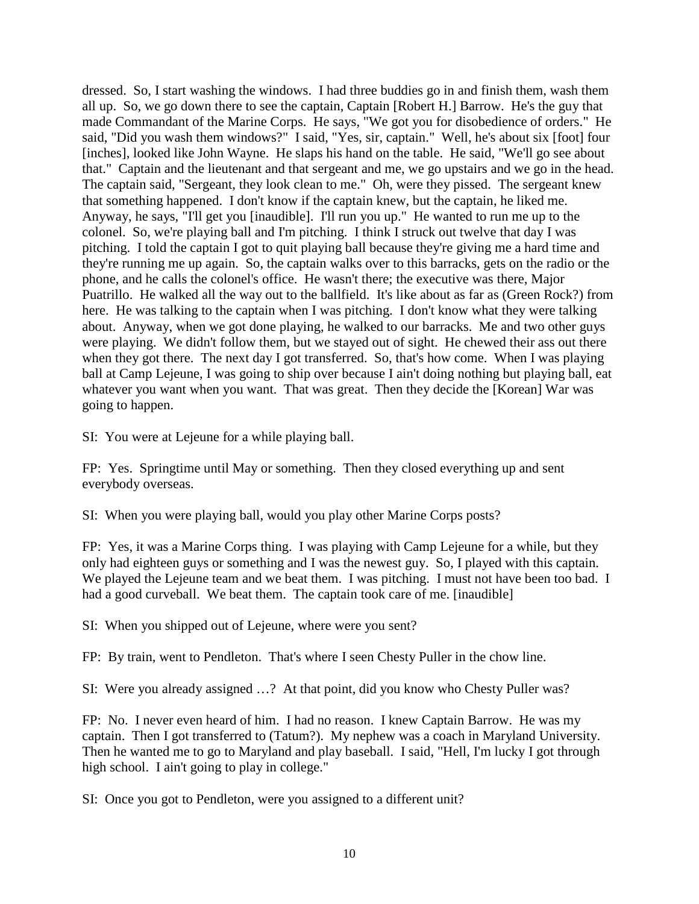dressed. So, I start washing the windows. I had three buddies go in and finish them, wash them all up. So, we go down there to see the captain, Captain [Robert H.] Barrow. He's the guy that made Commandant of the Marine Corps. He says, "We got you for disobedience of orders." He said, "Did you wash them windows?" I said, "Yes, sir, captain." Well, he's about six [foot] four [inches], looked like John Wayne. He slaps his hand on the table. He said, "We'll go see about that." Captain and the lieutenant and that sergeant and me, we go upstairs and we go in the head. The captain said, "Sergeant, they look clean to me." Oh, were they pissed. The sergeant knew that something happened. I don't know if the captain knew, but the captain, he liked me. Anyway, he says, "I'll get you [inaudible]. I'll run you up." He wanted to run me up to the colonel. So, we're playing ball and I'm pitching. I think I struck out twelve that day I was pitching. I told the captain I got to quit playing ball because they're giving me a hard time and they're running me up again. So, the captain walks over to this barracks, gets on the radio or the phone, and he calls the colonel's office. He wasn't there; the executive was there, Major Puatrillo. He walked all the way out to the ballfield. It's like about as far as (Green Rock?) from here. He was talking to the captain when I was pitching. I don't know what they were talking about. Anyway, when we got done playing, he walked to our barracks. Me and two other guys were playing. We didn't follow them, but we stayed out of sight. He chewed their ass out there when they got there. The next day I got transferred. So, that's how come. When I was playing ball at Camp Lejeune, I was going to ship over because I ain't doing nothing but playing ball, eat whatever you want when you want. That was great. Then they decide the [Korean] War was going to happen.

SI: You were at Lejeune for a while playing ball.

FP: Yes. Springtime until May or something. Then they closed everything up and sent everybody overseas.

SI: When you were playing ball, would you play other Marine Corps posts?

FP: Yes, it was a Marine Corps thing. I was playing with Camp Lejeune for a while, but they only had eighteen guys or something and I was the newest guy. So, I played with this captain. We played the Lejeune team and we beat them. I was pitching. I must not have been too bad. I had a good curveball. We beat them. The captain took care of me. [inaudible]

SI: When you shipped out of Lejeune, where were you sent?

FP: By train, went to Pendleton. That's where I seen Chesty Puller in the chow line.

SI: Were you already assigned …? At that point, did you know who Chesty Puller was?

FP: No. I never even heard of him. I had no reason. I knew Captain Barrow. He was my captain. Then I got transferred to (Tatum?). My nephew was a coach in Maryland University. Then he wanted me to go to Maryland and play baseball. I said, "Hell, I'm lucky I got through high school. I ain't going to play in college."

SI: Once you got to Pendleton, were you assigned to a different unit?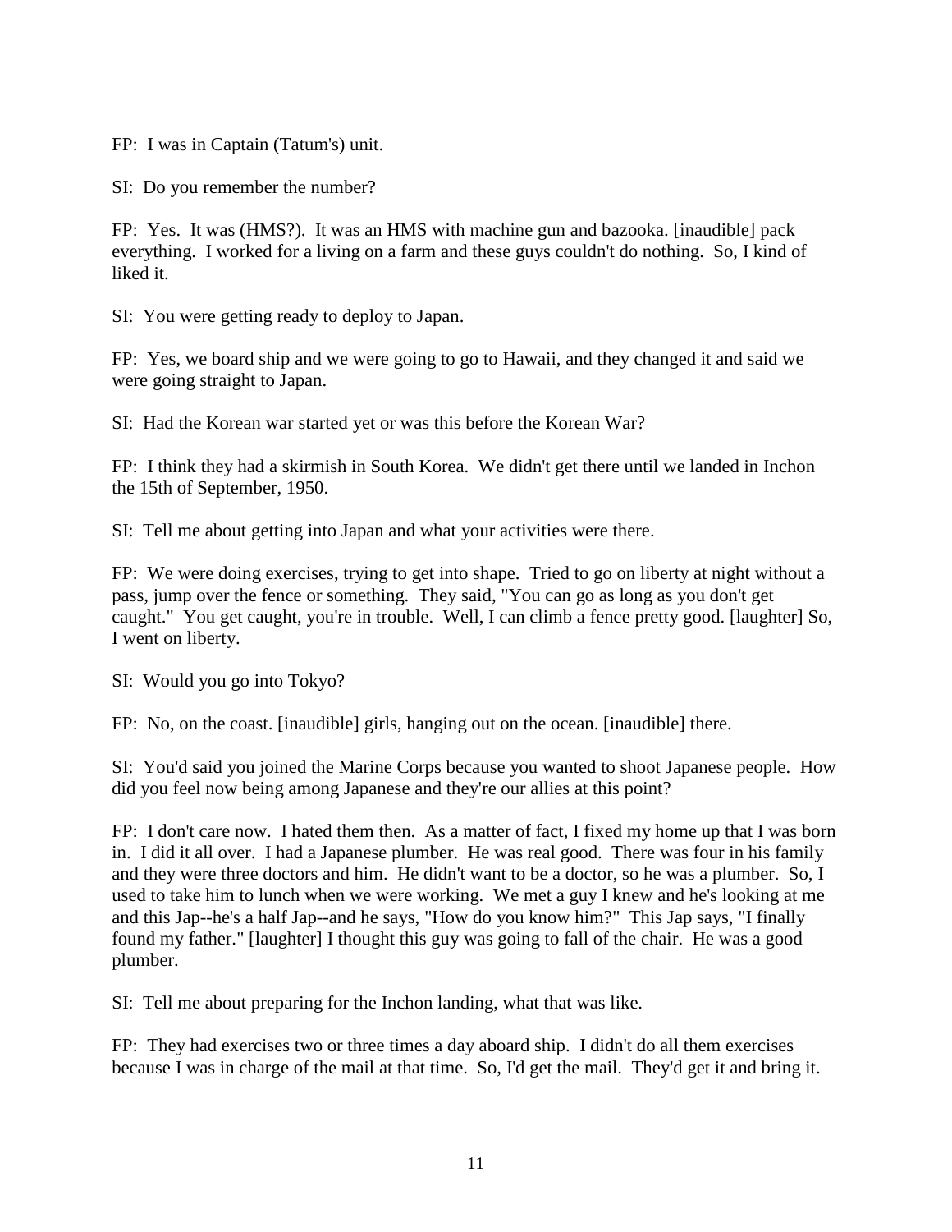FP: I was in Captain (Tatum's) unit.

SI: Do you remember the number?

FP: Yes. It was (HMS?). It was an HMS with machine gun and bazooka. [inaudible] pack everything. I worked for a living on a farm and these guys couldn't do nothing. So, I kind of liked it.

SI: You were getting ready to deploy to Japan.

FP: Yes, we board ship and we were going to go to Hawaii, and they changed it and said we were going straight to Japan.

SI: Had the Korean war started yet or was this before the Korean War?

FP: I think they had a skirmish in South Korea. We didn't get there until we landed in Inchon the 15th of September, 1950.

SI: Tell me about getting into Japan and what your activities were there.

FP: We were doing exercises, trying to get into shape. Tried to go on liberty at night without a pass, jump over the fence or something. They said, "You can go as long as you don't get caught." You get caught, you're in trouble. Well, I can climb a fence pretty good. [laughter] So, I went on liberty.

SI: Would you go into Tokyo?

FP: No, on the coast. [inaudible] girls, hanging out on the ocean. [inaudible] there.

SI: You'd said you joined the Marine Corps because you wanted to shoot Japanese people. How did you feel now being among Japanese and they're our allies at this point?

FP: I don't care now. I hated them then. As a matter of fact, I fixed my home up that I was born in. I did it all over. I had a Japanese plumber. He was real good. There was four in his family and they were three doctors and him. He didn't want to be a doctor, so he was a plumber. So, I used to take him to lunch when we were working. We met a guy I knew and he's looking at me and this Jap--he's a half Jap--and he says, "How do you know him?" This Jap says, "I finally found my father." [laughter] I thought this guy was going to fall of the chair. He was a good plumber.

SI: Tell me about preparing for the Inchon landing, what that was like.

FP: They had exercises two or three times a day aboard ship. I didn't do all them exercises because I was in charge of the mail at that time. So, I'd get the mail. They'd get it and bring it.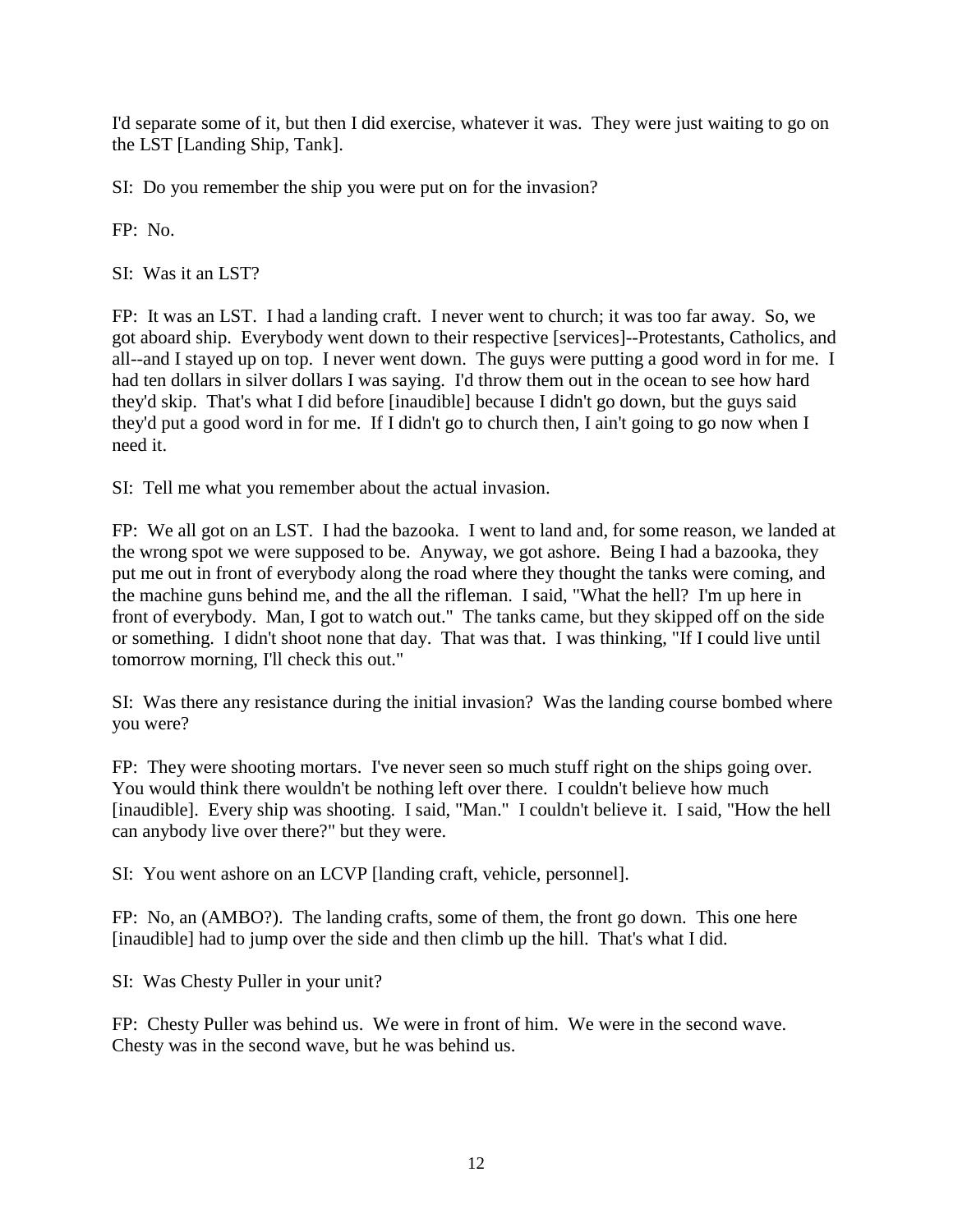I'd separate some of it, but then I did exercise, whatever it was. They were just waiting to go on the LST [Landing Ship, Tank].

SI: Do you remember the ship you were put on for the invasion?

FP: No.

SI: Was it an LST?

FP: It was an LST. I had a landing craft. I never went to church; it was too far away. So, we got aboard ship. Everybody went down to their respective [services]--Protestants, Catholics, and all--and I stayed up on top. I never went down. The guys were putting a good word in for me. I had ten dollars in silver dollars I was saying. I'd throw them out in the ocean to see how hard they'd skip. That's what I did before [inaudible] because I didn't go down, but the guys said they'd put a good word in for me. If I didn't go to church then, I ain't going to go now when I need it.

SI: Tell me what you remember about the actual invasion.

FP: We all got on an LST. I had the bazooka. I went to land and, for some reason, we landed at the wrong spot we were supposed to be. Anyway, we got ashore. Being I had a bazooka, they put me out in front of everybody along the road where they thought the tanks were coming, and the machine guns behind me, and the all the rifleman. I said, "What the hell? I'm up here in front of everybody. Man, I got to watch out." The tanks came, but they skipped off on the side or something. I didn't shoot none that day. That was that. I was thinking, "If I could live until tomorrow morning, I'll check this out."

SI: Was there any resistance during the initial invasion? Was the landing course bombed where you were?

FP: They were shooting mortars. I've never seen so much stuff right on the ships going over. You would think there wouldn't be nothing left over there. I couldn't believe how much [inaudible]. Every ship was shooting. I said, "Man." I couldn't believe it. I said, "How the hell can anybody live over there?" but they were.

SI: You went ashore on an LCVP [landing craft, vehicle, personnel].

FP: No, an (AMBO?). The landing crafts, some of them, the front go down. This one here [inaudible] had to jump over the side and then climb up the hill. That's what I did.

SI: Was Chesty Puller in your unit?

FP: Chesty Puller was behind us. We were in front of him. We were in the second wave. Chesty was in the second wave, but he was behind us.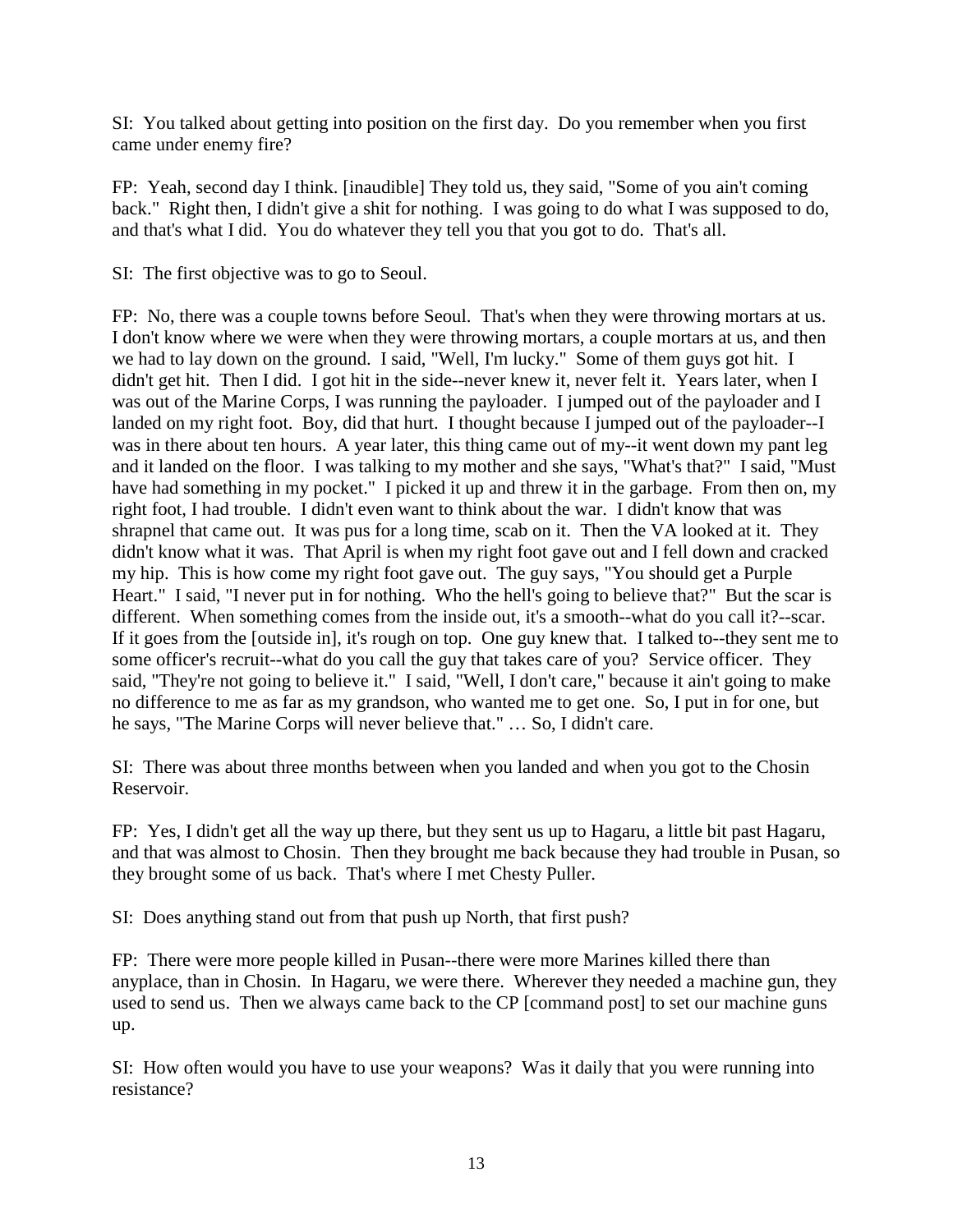SI: You talked about getting into position on the first day. Do you remember when you first came under enemy fire?

FP: Yeah, second day I think. [inaudible] They told us, they said, "Some of you ain't coming back." Right then, I didn't give a shit for nothing. I was going to do what I was supposed to do, and that's what I did. You do whatever they tell you that you got to do. That's all.

SI: The first objective was to go to Seoul.

FP: No, there was a couple towns before Seoul. That's when they were throwing mortars at us. I don't know where we were when they were throwing mortars, a couple mortars at us, and then we had to lay down on the ground. I said, "Well, I'm lucky." Some of them guys got hit. I didn't get hit. Then I did. I got hit in the side--never knew it, never felt it. Years later, when I was out of the Marine Corps, I was running the payloader. I jumped out of the payloader and I landed on my right foot. Boy, did that hurt. I thought because I jumped out of the payloader--I was in there about ten hours. A year later, this thing came out of my--it went down my pant leg and it landed on the floor. I was talking to my mother and she says, "What's that?" I said, "Must have had something in my pocket." I picked it up and threw it in the garbage. From then on, my right foot, I had trouble. I didn't even want to think about the war. I didn't know that was shrapnel that came out. It was pus for a long time, scab on it. Then the VA looked at it. They didn't know what it was. That April is when my right foot gave out and I fell down and cracked my hip. This is how come my right foot gave out. The guy says, "You should get a Purple Heart." I said, "I never put in for nothing. Who the hell's going to believe that?" But the scar is different. When something comes from the inside out, it's a smooth--what do you call it?--scar. If it goes from the [outside in], it's rough on top. One guy knew that. I talked to--they sent me to some officer's recruit--what do you call the guy that takes care of you? Service officer. They said, "They're not going to believe it." I said, "Well, I don't care," because it ain't going to make no difference to me as far as my grandson, who wanted me to get one. So, I put in for one, but he says, "The Marine Corps will never believe that." … So, I didn't care.

SI: There was about three months between when you landed and when you got to the Chosin Reservoir.

FP: Yes, I didn't get all the way up there, but they sent us up to Hagaru, a little bit past Hagaru, and that was almost to Chosin. Then they brought me back because they had trouble in Pusan, so they brought some of us back. That's where I met Chesty Puller.

SI: Does anything stand out from that push up North, that first push?

FP: There were more people killed in Pusan--there were more Marines killed there than anyplace, than in Chosin. In Hagaru, we were there. Wherever they needed a machine gun, they used to send us. Then we always came back to the CP [command post] to set our machine guns up.

SI: How often would you have to use your weapons? Was it daily that you were running into resistance?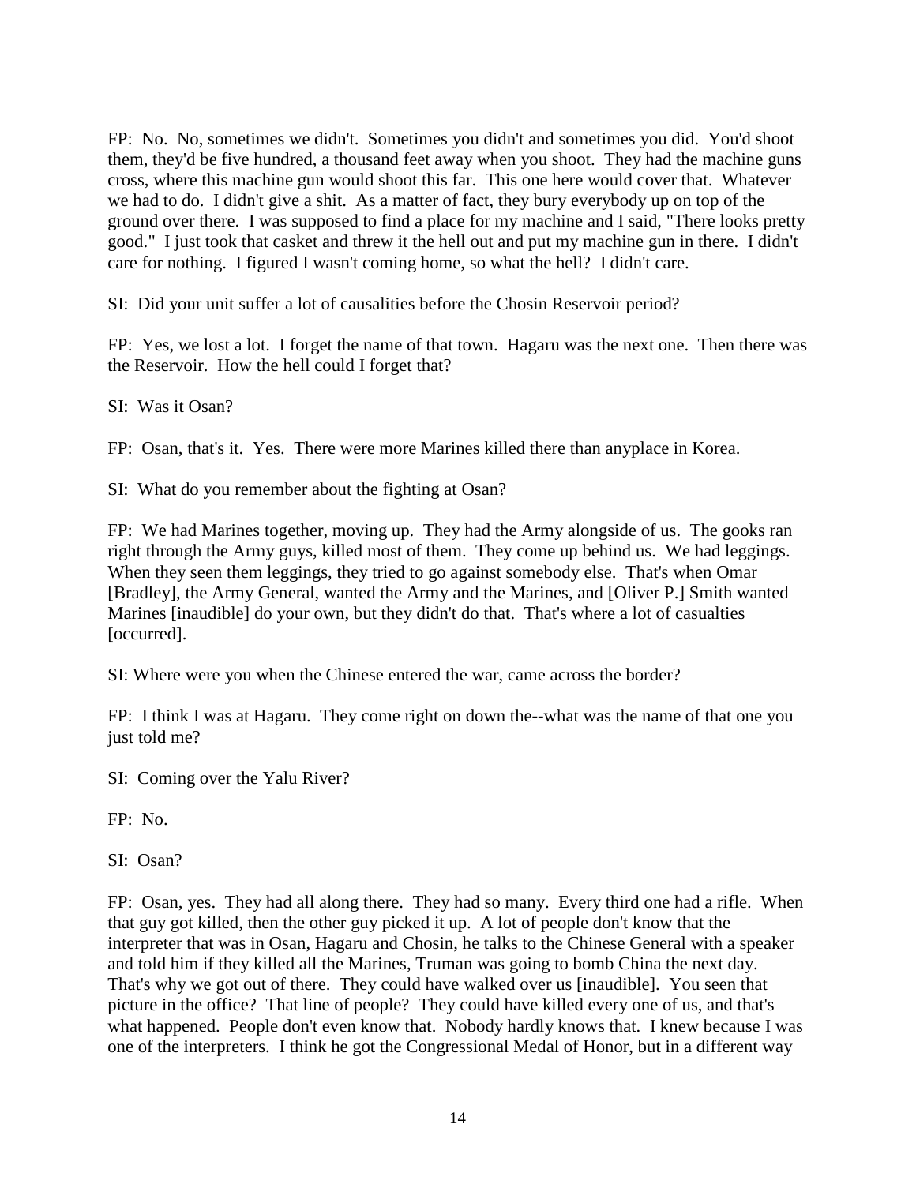FP: No. No, sometimes we didn't. Sometimes you didn't and sometimes you did. You'd shoot them, they'd be five hundred, a thousand feet away when you shoot. They had the machine guns cross, where this machine gun would shoot this far. This one here would cover that. Whatever we had to do. I didn't give a shit. As a matter of fact, they bury everybody up on top of the ground over there. I was supposed to find a place for my machine and I said, "There looks pretty good." I just took that casket and threw it the hell out and put my machine gun in there. I didn't care for nothing. I figured I wasn't coming home, so what the hell? I didn't care.

SI: Did your unit suffer a lot of causalities before the Chosin Reservoir period?

FP: Yes, we lost a lot. I forget the name of that town. Hagaru was the next one. Then there was the Reservoir. How the hell could I forget that?

SI: Was it Osan?

FP: Osan, that's it. Yes. There were more Marines killed there than anyplace in Korea.

SI: What do you remember about the fighting at Osan?

FP: We had Marines together, moving up. They had the Army alongside of us. The gooks ran right through the Army guys, killed most of them. They come up behind us. We had leggings. When they seen them leggings, they tried to go against somebody else. That's when Omar [Bradley], the Army General, wanted the Army and the Marines, and [Oliver P.] Smith wanted Marines [inaudible] do your own, but they didn't do that. That's where a lot of casualties [occurred].

SI: Where were you when the Chinese entered the war, came across the border?

FP: I think I was at Hagaru. They come right on down the--what was the name of that one you just told me?

SI: Coming over the Yalu River?

FP: No.

SI: Osan?

FP: Osan, yes. They had all along there. They had so many. Every third one had a rifle. When that guy got killed, then the other guy picked it up. A lot of people don't know that the interpreter that was in Osan, Hagaru and Chosin, he talks to the Chinese General with a speaker and told him if they killed all the Marines, Truman was going to bomb China the next day. That's why we got out of there. They could have walked over us [inaudible]. You seen that picture in the office? That line of people? They could have killed every one of us, and that's what happened. People don't even know that. Nobody hardly knows that. I knew because I was one of the interpreters. I think he got the Congressional Medal of Honor, but in a different way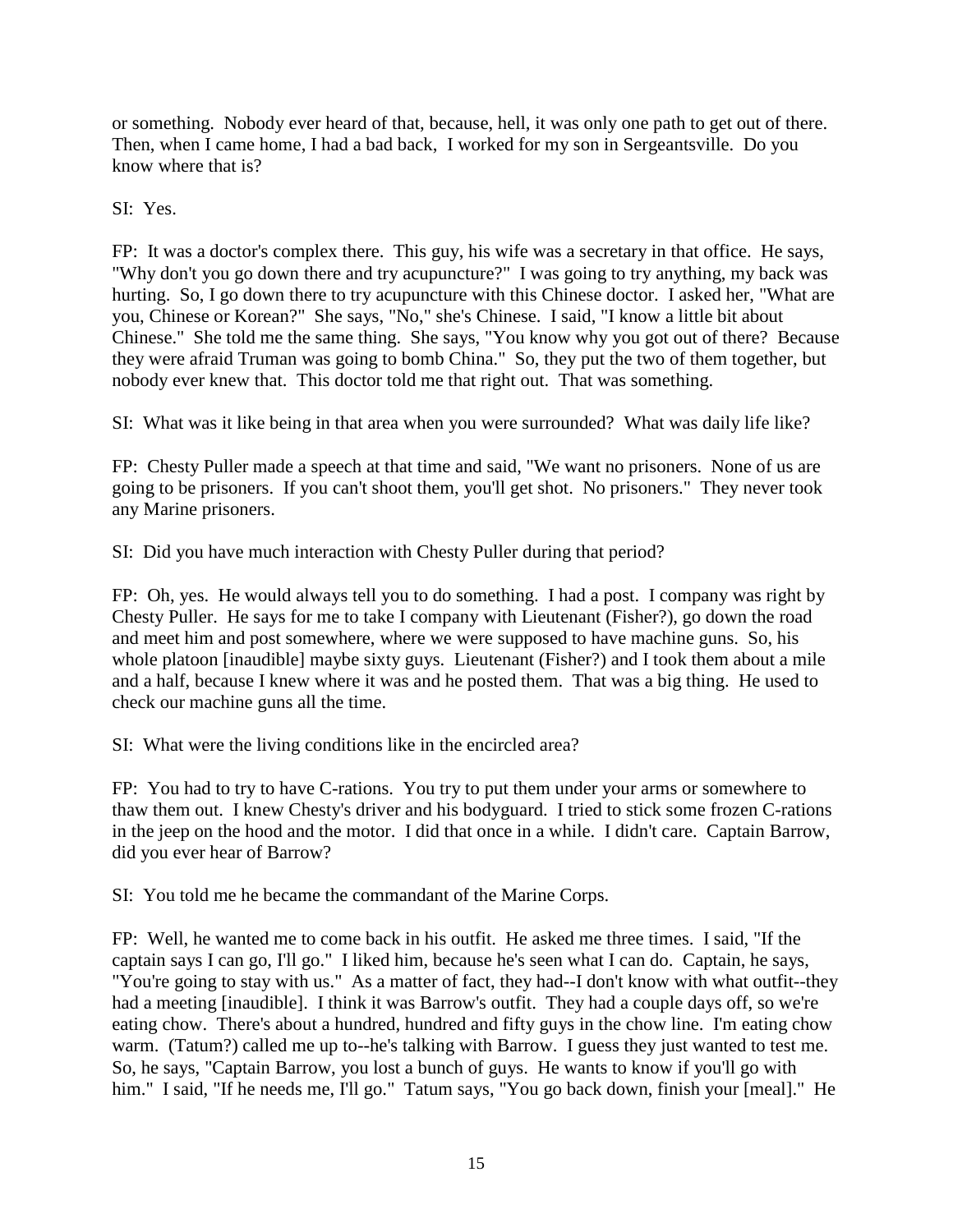or something. Nobody ever heard of that, because, hell, it was only one path to get out of there. Then, when I came home, I had a bad back, I worked for my son in Sergeantsville. Do you know where that is?

SI: Yes.

FP: It was a doctor's complex there. This guy, his wife was a secretary in that office. He says, "Why don't you go down there and try acupuncture?" I was going to try anything, my back was hurting. So, I go down there to try acupuncture with this Chinese doctor. I asked her, "What are you, Chinese or Korean?" She says, "No," she's Chinese. I said, "I know a little bit about Chinese." She told me the same thing. She says, "You know why you got out of there? Because they were afraid Truman was going to bomb China." So, they put the two of them together, but nobody ever knew that. This doctor told me that right out. That was something.

SI: What was it like being in that area when you were surrounded? What was daily life like?

FP: Chesty Puller made a speech at that time and said, "We want no prisoners. None of us are going to be prisoners. If you can't shoot them, you'll get shot. No prisoners." They never took any Marine prisoners.

SI: Did you have much interaction with Chesty Puller during that period?

FP: Oh, yes. He would always tell you to do something. I had a post. I company was right by Chesty Puller. He says for me to take I company with Lieutenant (Fisher?), go down the road and meet him and post somewhere, where we were supposed to have machine guns. So, his whole platoon [inaudible] maybe sixty guys. Lieutenant (Fisher?) and I took them about a mile and a half, because I knew where it was and he posted them. That was a big thing. He used to check our machine guns all the time.

SI: What were the living conditions like in the encircled area?

FP: You had to try to have C-rations. You try to put them under your arms or somewhere to thaw them out. I knew Chesty's driver and his bodyguard. I tried to stick some frozen C-rations in the jeep on the hood and the motor. I did that once in a while. I didn't care. Captain Barrow, did you ever hear of Barrow?

SI: You told me he became the commandant of the Marine Corps.

FP: Well, he wanted me to come back in his outfit. He asked me three times. I said, "If the captain says I can go, I'll go." I liked him, because he's seen what I can do. Captain, he says, "You're going to stay with us." As a matter of fact, they had--I don't know with what outfit--they had a meeting [inaudible]. I think it was Barrow's outfit. They had a couple days off, so we're eating chow. There's about a hundred, hundred and fifty guys in the chow line. I'm eating chow warm. (Tatum?) called me up to--he's talking with Barrow. I guess they just wanted to test me. So, he says, "Captain Barrow, you lost a bunch of guys. He wants to know if you'll go with him." I said, "If he needs me, I'll go." Tatum says, "You go back down, finish your [meal]." He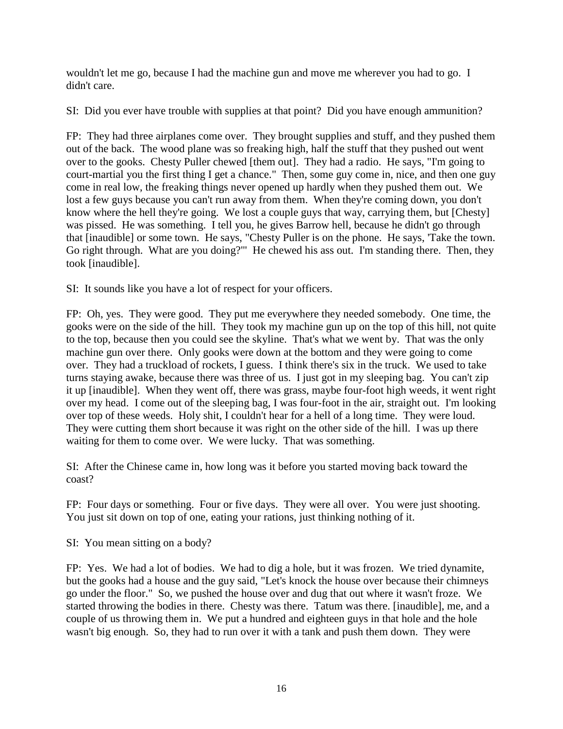wouldn't let me go, because I had the machine gun and move me wherever you had to go. I didn't care.

SI: Did you ever have trouble with supplies at that point? Did you have enough ammunition?

FP: They had three airplanes come over. They brought supplies and stuff, and they pushed them out of the back. The wood plane was so freaking high, half the stuff that they pushed out went over to the gooks. Chesty Puller chewed [them out]. They had a radio. He says, "I'm going to court-martial you the first thing I get a chance." Then, some guy come in, nice, and then one guy come in real low, the freaking things never opened up hardly when they pushed them out. We lost a few guys because you can't run away from them. When they're coming down, you don't know where the hell they're going. We lost a couple guys that way, carrying them, but [Chesty] was pissed. He was something. I tell you, he gives Barrow hell, because he didn't go through that [inaudible] or some town. He says, "Chesty Puller is on the phone. He says, 'Take the town. Go right through. What are you doing?'" He chewed his ass out. I'm standing there. Then, they took [inaudible].

SI: It sounds like you have a lot of respect for your officers.

FP: Oh, yes. They were good. They put me everywhere they needed somebody. One time, the gooks were on the side of the hill. They took my machine gun up on the top of this hill, not quite to the top, because then you could see the skyline. That's what we went by. That was the only machine gun over there. Only gooks were down at the bottom and they were going to come over. They had a truckload of rockets, I guess. I think there's six in the truck. We used to take turns staying awake, because there was three of us. I just got in my sleeping bag. You can't zip it up [inaudible]. When they went off, there was grass, maybe four-foot high weeds, it went right over my head. I come out of the sleeping bag, I was four-foot in the air, straight out. I'm looking over top of these weeds. Holy shit, I couldn't hear for a hell of a long time. They were loud. They were cutting them short because it was right on the other side of the hill. I was up there waiting for them to come over. We were lucky. That was something.

SI: After the Chinese came in, how long was it before you started moving back toward the coast?

FP: Four days or something. Four or five days. They were all over. You were just shooting. You just sit down on top of one, eating your rations, just thinking nothing of it.

SI: You mean sitting on a body?

FP: Yes. We had a lot of bodies. We had to dig a hole, but it was frozen. We tried dynamite, but the gooks had a house and the guy said, "Let's knock the house over because their chimneys go under the floor." So, we pushed the house over and dug that out where it wasn't froze. We started throwing the bodies in there. Chesty was there. Tatum was there. [inaudible], me, and a couple of us throwing them in. We put a hundred and eighteen guys in that hole and the hole wasn't big enough. So, they had to run over it with a tank and push them down. They were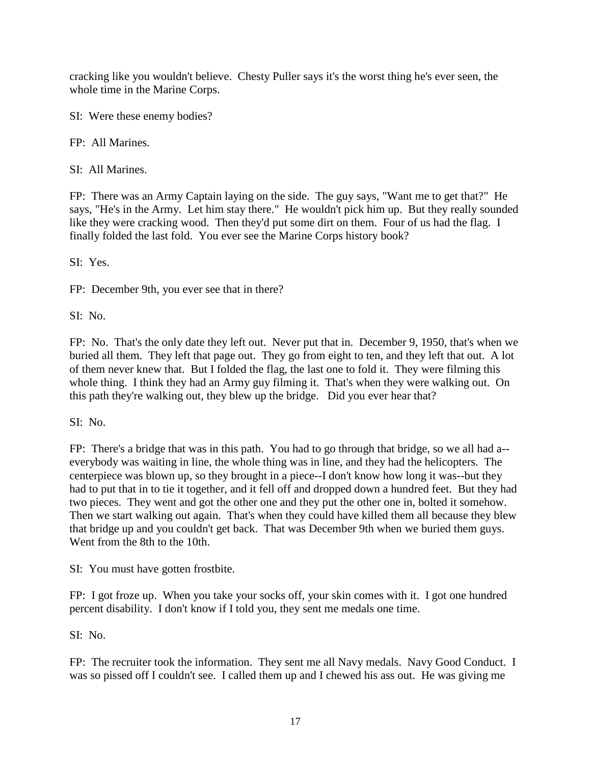cracking like you wouldn't believe. Chesty Puller says it's the worst thing he's ever seen, the whole time in the Marine Corps.

SI: Were these enemy bodies?

FP: All Marines.

SI: All Marines.

FP: There was an Army Captain laying on the side. The guy says, "Want me to get that?" He says, "He's in the Army. Let him stay there." He wouldn't pick him up. But they really sounded like they were cracking wood. Then they'd put some dirt on them. Four of us had the flag. I finally folded the last fold. You ever see the Marine Corps history book?

SI: Yes.

FP: December 9th, you ever see that in there?

SI: No.

FP: No. That's the only date they left out. Never put that in. December 9, 1950, that's when we buried all them. They left that page out. They go from eight to ten, and they left that out. A lot of them never knew that. But I folded the flag, the last one to fold it. They were filming this whole thing. I think they had an Army guy filming it. That's when they were walking out. On this path they're walking out, they blew up the bridge. Did you ever hear that?

SI: No.

FP: There's a bridge that was in this path. You had to go through that bridge, so we all had a--everybody was waiting in line, the whole thing was in line, and they had the helicopters. The centerpiece was blown up, so they brought in a piece--I don't know how long it was--but they had to put that in to tie it together, and it fell off and dropped down a hundred feet. But they had two pieces. They went and got the other one and they put the other one in, bolted it somehow. Then we start walking out again. That's when they could have killed them all because they blew that bridge up and you couldn't get back. That was December 9th when we buried them guys. Went from the 8th to the 10th.

SI: You must have gotten frostbite.

FP: I got froze up. When you take your socks off, your skin comes with it. I got one hundred percent disability. I don't know if I told you, they sent me medals one time.

SI: No.

FP: The recruiter took the information. They sent me all Navy medals. Navy Good Conduct. I was so pissed off I couldn't see. I called them up and I chewed his ass out. He was giving me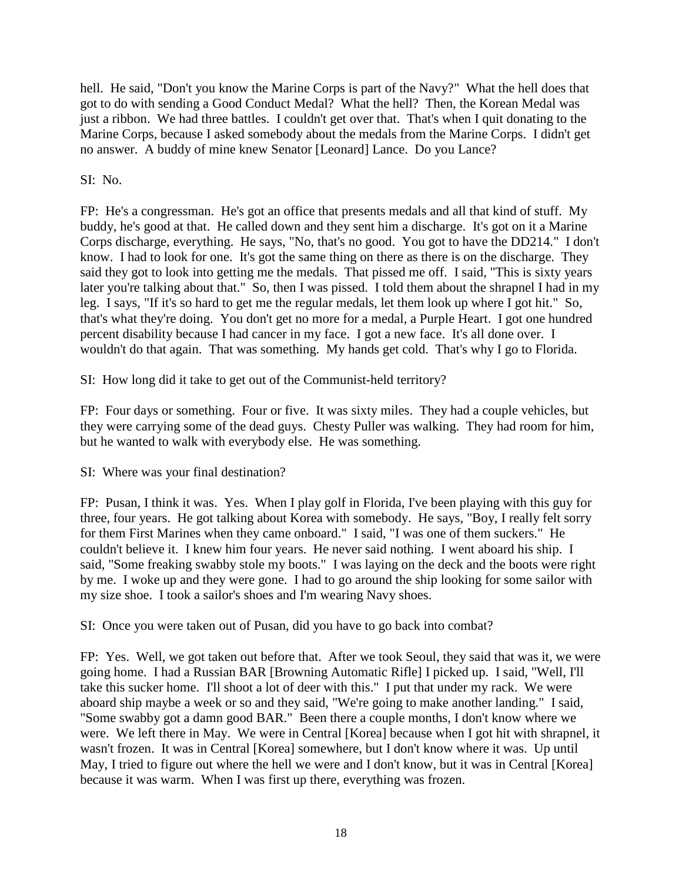hell. He said, "Don't you know the Marine Corps is part of the Navy?" What the hell does that got to do with sending a Good Conduct Medal? What the hell? Then, the Korean Medal was just a ribbon. We had three battles. I couldn't get over that. That's when I quit donating to the Marine Corps, because I asked somebody about the medals from the Marine Corps. I didn't get no answer. A buddy of mine knew Senator [Leonard] Lance. Do you Lance?

SI: No.

FP: He's a congressman. He's got an office that presents medals and all that kind of stuff. My buddy, he's good at that. He called down and they sent him a discharge. It's got on it a Marine Corps discharge, everything. He says, "No, that's no good. You got to have the DD214." I don't know. I had to look for one. It's got the same thing on there as there is on the discharge. They said they got to look into getting me the medals. That pissed me off. I said, "This is sixty years later you're talking about that." So, then I was pissed. I told them about the shrapnel I had in my leg. I says, "If it's so hard to get me the regular medals, let them look up where I got hit." So, that's what they're doing. You don't get no more for a medal, a Purple Heart. I got one hundred percent disability because I had cancer in my face. I got a new face. It's all done over. I wouldn't do that again. That was something. My hands get cold. That's why I go to Florida.

SI: How long did it take to get out of the Communist-held territory?

FP: Four days or something. Four or five. It was sixty miles. They had a couple vehicles, but they were carrying some of the dead guys. Chesty Puller was walking. They had room for him, but he wanted to walk with everybody else. He was something.

SI: Where was your final destination?

FP: Pusan, I think it was. Yes. When I play golf in Florida, I've been playing with this guy for three, four years. He got talking about Korea with somebody. He says, "Boy, I really felt sorry for them First Marines when they came onboard." I said, "I was one of them suckers." He couldn't believe it. I knew him four years. He never said nothing. I went aboard his ship. I said, "Some freaking swabby stole my boots." I was laying on the deck and the boots were right by me. I woke up and they were gone. I had to go around the ship looking for some sailor with my size shoe. I took a sailor's shoes and I'm wearing Navy shoes.

SI: Once you were taken out of Pusan, did you have to go back into combat?

FP: Yes. Well, we got taken out before that. After we took Seoul, they said that was it, we were going home. I had a Russian BAR [Browning Automatic Rifle] I picked up. I said, "Well, I'll take this sucker home. I'll shoot a lot of deer with this." I put that under my rack. We were aboard ship maybe a week or so and they said, "We're going to make another landing." I said, "Some swabby got a damn good BAR." Been there a couple months, I don't know where we were. We left there in May. We were in Central [Korea] because when I got hit with shrapnel, it wasn't frozen. It was in Central [Korea] somewhere, but I don't know where it was. Up until May, I tried to figure out where the hell we were and I don't know, but it was in Central [Korea] because it was warm. When I was first up there, everything was frozen.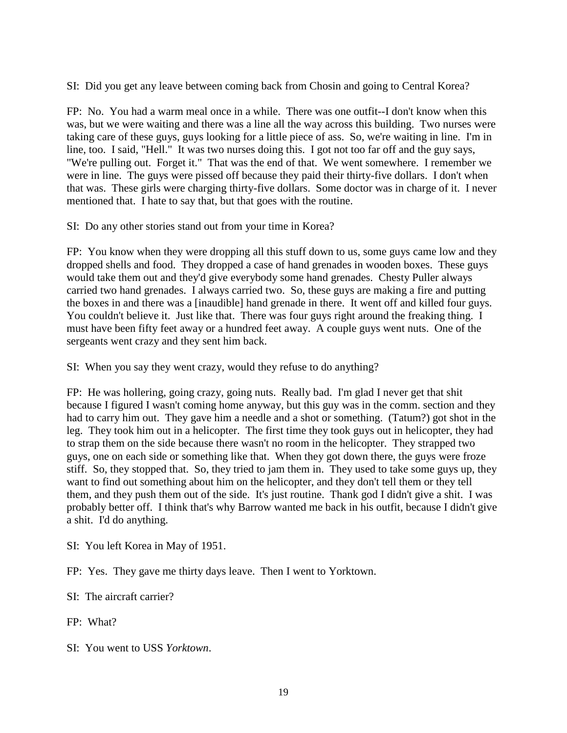SI: Did you get any leave between coming back from Chosin and going to Central Korea?

FP: No. You had a warm meal once in a while. There was one outfit--I don't know when this was, but we were waiting and there was a line all the way across this building. Two nurses were taking care of these guys, guys looking for a little piece of ass. So, we're waiting in line. I'm in line, too. I said, "Hell." It was two nurses doing this. I got not too far off and the guy says, "We're pulling out. Forget it." That was the end of that. We went somewhere. I remember we were in line. The guys were pissed off because they paid their thirty-five dollars. I don't when that was. These girls were charging thirty-five dollars. Some doctor was in charge of it. I never mentioned that. I hate to say that, but that goes with the routine.

SI: Do any other stories stand out from your time in Korea?

FP: You know when they were dropping all this stuff down to us, some guys came low and they dropped shells and food. They dropped a case of hand grenades in wooden boxes. These guys would take them out and they'd give everybody some hand grenades. Chesty Puller always carried two hand grenades. I always carried two. So, these guys are making a fire and putting the boxes in and there was a [inaudible] hand grenade in there. It went off and killed four guys. You couldn't believe it. Just like that. There was four guys right around the freaking thing. I must have been fifty feet away or a hundred feet away. A couple guys went nuts. One of the sergeants went crazy and they sent him back.

SI: When you say they went crazy, would they refuse to do anything?

FP: He was hollering, going crazy, going nuts. Really bad. I'm glad I never get that shit because I figured I wasn't coming home anyway, but this guy was in the comm. section and they had to carry him out. They gave him a needle and a shot or something. (Tatum?) got shot in the leg. They took him out in a helicopter. The first time they took guys out in helicopter, they had to strap them on the side because there wasn't no room in the helicopter. They strapped two guys, one on each side or something like that. When they got down there, the guys were froze stiff. So, they stopped that. So, they tried to jam them in. They used to take some guys up, they want to find out something about him on the helicopter, and they don't tell them or they tell them, and they push them out of the side. It's just routine. Thank god I didn't give a shit. I was probably better off. I think that's why Barrow wanted me back in his outfit, because I didn't give a shit. I'd do anything.

SI: You left Korea in May of 1951.

FP: Yes. They gave me thirty days leave. Then I went to Yorktown.

SI: The aircraft carrier?

FP: What?

SI: You went to USS *Yorktown*.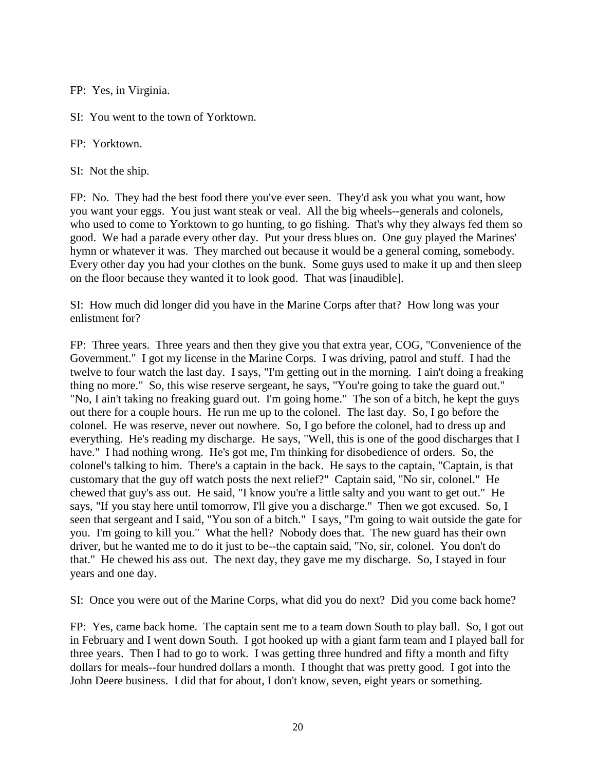FP: Yes, in Virginia.

SI: You went to the town of Yorktown.

FP: Yorktown.

SI: Not the ship.

FP: No. They had the best food there you've ever seen. They'd ask you what you want, how you want your eggs. You just want steak or veal. All the big wheels--generals and colonels, who used to come to Yorktown to go hunting, to go fishing. That's why they always fed them so good. We had a parade every other day. Put your dress blues on. One guy played the Marines' hymn or whatever it was. They marched out because it would be a general coming, somebody. Every other day you had your clothes on the bunk. Some guys used to make it up and then sleep on the floor because they wanted it to look good. That was [inaudible].

SI: How much did longer did you have in the Marine Corps after that? How long was your enlistment for?

FP: Three years. Three years and then they give you that extra year, COG, "Convenience of the Government." I got my license in the Marine Corps. I was driving, patrol and stuff. I had the twelve to four watch the last day. I says, "I'm getting out in the morning. I ain't doing a freaking thing no more." So, this wise reserve sergeant, he says, "You're going to take the guard out." "No, I ain't taking no freaking guard out. I'm going home." The son of a bitch, he kept the guys out there for a couple hours. He run me up to the colonel. The last day. So, I go before the colonel. He was reserve, never out nowhere. So, I go before the colonel, had to dress up and everything. He's reading my discharge. He says, "Well, this is one of the good discharges that I have." I had nothing wrong. He's got me, I'm thinking for disobedience of orders. So, the colonel's talking to him. There's a captain in the back. He says to the captain, "Captain, is that customary that the guy off watch posts the next relief?" Captain said, "No sir, colonel." He chewed that guy's ass out. He said, "I know you're a little salty and you want to get out." He says, "If you stay here until tomorrow, I'll give you a discharge." Then we got excused. So, I seen that sergeant and I said, "You son of a bitch." I says, "I'm going to wait outside the gate for you. I'm going to kill you." What the hell? Nobody does that. The new guard has their own driver, but he wanted me to do it just to be--the captain said, "No, sir, colonel. You don't do that." He chewed his ass out. The next day, they gave me my discharge. So, I stayed in four years and one day.

SI: Once you were out of the Marine Corps, what did you do next? Did you come back home?

FP: Yes, came back home. The captain sent me to a team down South to play ball. So, I got out in February and I went down South. I got hooked up with a giant farm team and I played ball for three years. Then I had to go to work. I was getting three hundred and fifty a month and fifty dollars for meals--four hundred dollars a month. I thought that was pretty good. I got into the John Deere business. I did that for about, I don't know, seven, eight years or something.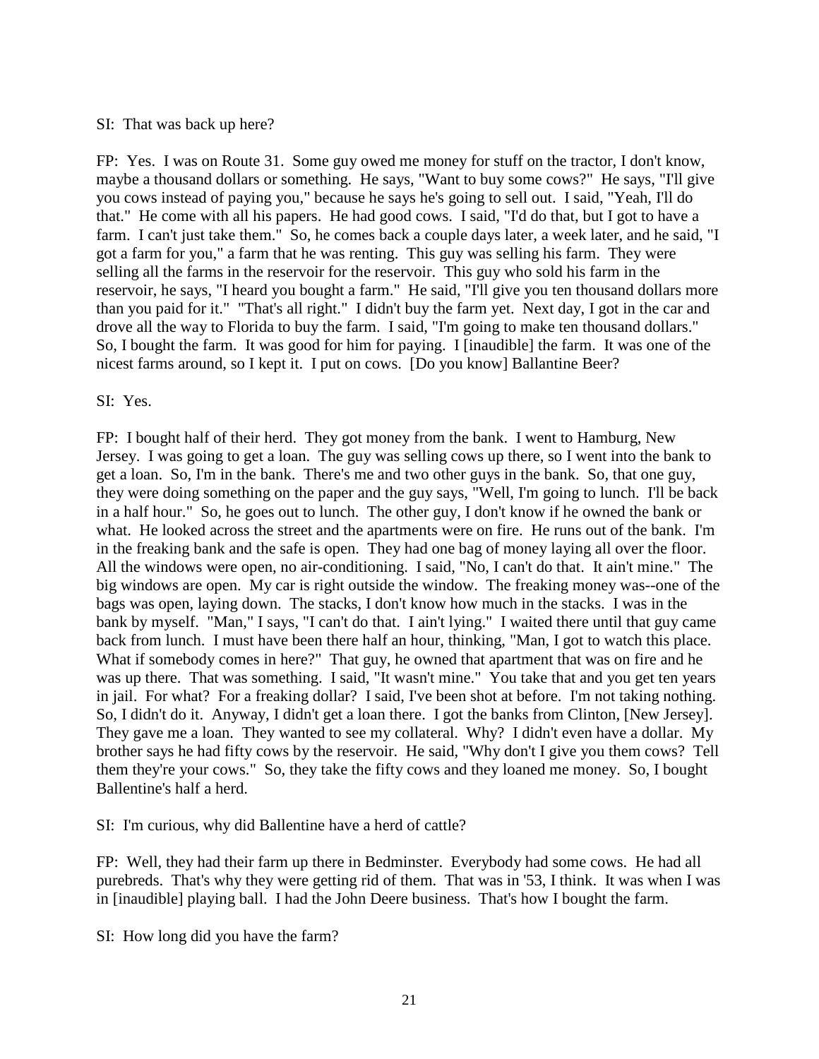SI: That was back up here?

FP: Yes. I was on Route 31. Some guy owed me money for stuff on the tractor, I don't know, maybe a thousand dollars or something. He says, "Want to buy some cows?" He says, "I'll give you cows instead of paying you," because he says he's going to sell out. I said, "Yeah, I'll do that." He come with all his papers. He had good cows. I said, "I'd do that, but I got to have a farm. I can't just take them." So, he comes back a couple days later, a week later, and he said, "I got a farm for you," a farm that he was renting. This guy was selling his farm. They were selling all the farms in the reservoir for the reservoir. This guy who sold his farm in the reservoir, he says, "I heard you bought a farm." He said, "I'll give you ten thousand dollars more than you paid for it." "That's all right." I didn't buy the farm yet. Next day, I got in the car and drove all the way to Florida to buy the farm. I said, "I'm going to make ten thousand dollars." So, I bought the farm. It was good for him for paying. I [inaudible] the farm. It was one of the nicest farms around, so I kept it. I put on cows. [Do you know] Ballantine Beer?

SI: Yes.

FP: I bought half of their herd. They got money from the bank. I went to Hamburg, New Jersey. I was going to get a loan. The guy was selling cows up there, so I went into the bank to get a loan. So, I'm in the bank. There's me and two other guys in the bank. So, that one guy, they were doing something on the paper and the guy says, "Well, I'm going to lunch. I'll be back in a half hour." So, he goes out to lunch. The other guy, I don't know if he owned the bank or what. He looked across the street and the apartments were on fire. He runs out of the bank. I'm in the freaking bank and the safe is open. They had one bag of money laying all over the floor. All the windows were open, no air-conditioning. I said, "No, I can't do that. It ain't mine." The big windows are open. My car is right outside the window. The freaking money was--one of the bags was open, laying down. The stacks, I don't know how much in the stacks. I was in the bank by myself. "Man," I says, "I can't do that. I ain't lying." I waited there until that guy came back from lunch. I must have been there half an hour, thinking, "Man, I got to watch this place. What if somebody comes in here?" That guy, he owned that apartment that was on fire and he was up there. That was something. I said, "It wasn't mine." You take that and you get ten years in jail. For what? For a freaking dollar? I said, I've been shot at before. I'm not taking nothing. So, I didn't do it. Anyway, I didn't get a loan there. I got the banks from Clinton, [New Jersey]. They gave me a loan. They wanted to see my collateral. Why? I didn't even have a dollar. My brother says he had fifty cows by the reservoir. He said, "Why don't I give you them cows? Tell them they're your cows." So, they take the fifty cows and they loaned me money. So, I bought Ballentine's half a herd.

SI: I'm curious, why did Ballentine have a herd of cattle?

FP: Well, they had their farm up there in Bedminster. Everybody had some cows. He had all purebreds. That's why they were getting rid of them. That was in '53, I think. It was when I was in [inaudible] playing ball. I had the John Deere business. That's how I bought the farm.

SI: How long did you have the farm?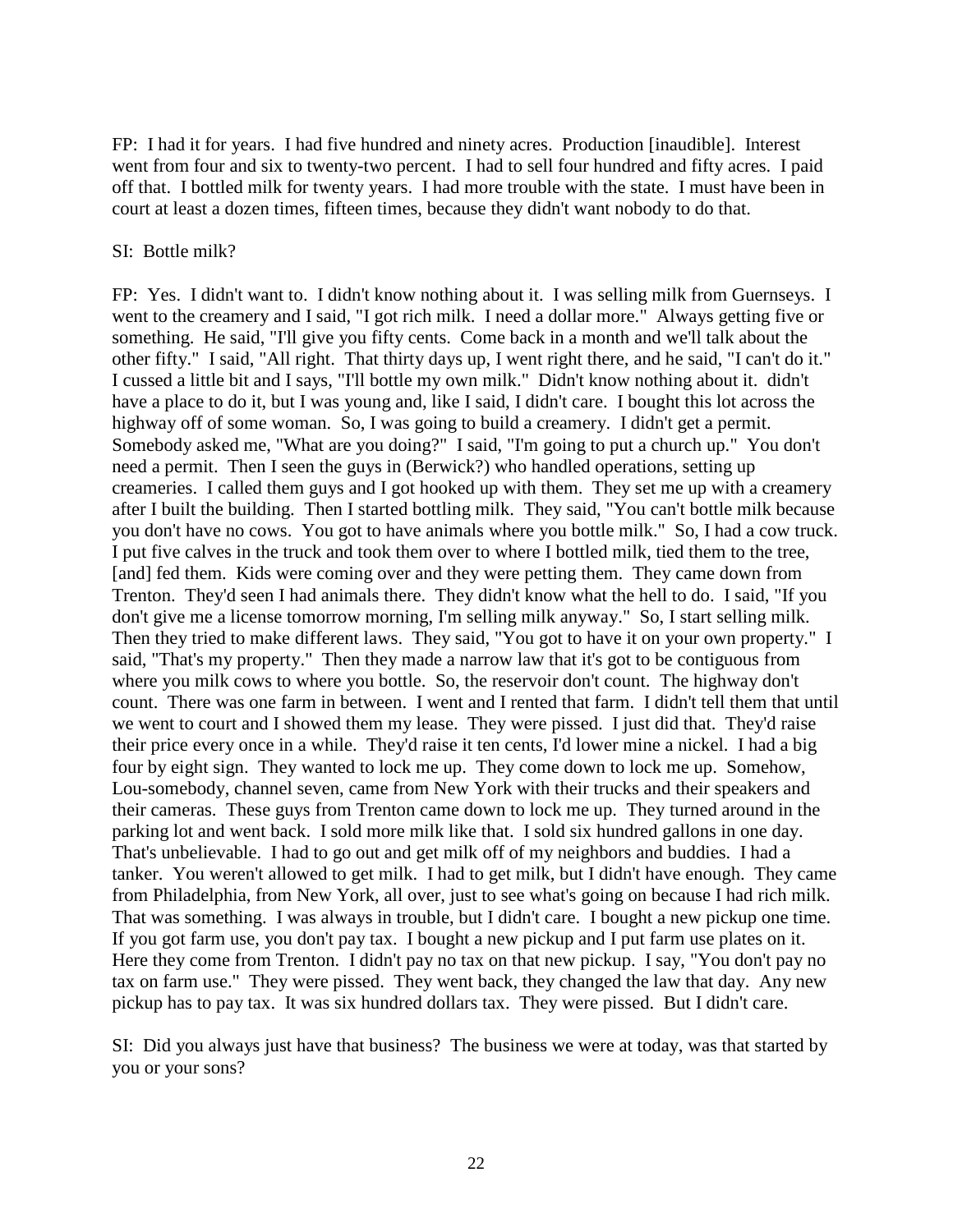FP: I had it for years. I had five hundred and ninety acres. Production [inaudible]. Interest went from four and six to twenty-two percent. I had to sell four hundred and fifty acres. I paid off that. I bottled milk for twenty years. I had more trouble with the state. I must have been in court at least a dozen times, fifteen times, because they didn't want nobody to do that.

SI: Bottle milk?

FP: Yes. I didn't want to. I didn't know nothing about it. I was selling milk from Guernseys. I went to the creamery and I said, "I got rich milk. I need a dollar more." Always getting five or something. He said, "I'll give you fifty cents. Come back in a month and we'll talk about the other fifty." I said, "All right. That thirty days up, I went right there, and he said, "I can't do it." I cussed a little bit and I says, "I'll bottle my own milk." Didn't know nothing about it. didn't have a place to do it, but I was young and, like I said, I didn't care. I bought this lot across the highway off of some woman. So, I was going to build a creamery. I didn't get a permit. Somebody asked me, "What are you doing?" I said, "I'm going to put a church up." You don't need a permit. Then I seen the guys in (Berwick?) who handled operations, setting up creameries. I called them guys and I got hooked up with them. They set me up with a creamery after I built the building. Then I started bottling milk. They said, "You can't bottle milk because you don't have no cows. You got to have animals where you bottle milk." So, I had a cow truck. I put five calves in the truck and took them over to where I bottled milk, tied them to the tree, [and] fed them. Kids were coming over and they were petting them. They came down from Trenton. They'd seen I had animals there. They didn't know what the hell to do. I said, "If you don't give me a license tomorrow morning, I'm selling milk anyway." So, I start selling milk. Then they tried to make different laws. They said, "You got to have it on your own property." I said, "That's my property." Then they made a narrow law that it's got to be contiguous from where you milk cows to where you bottle. So, the reservoir don't count. The highway don't count. There was one farm in between. I went and I rented that farm. I didn't tell them that until we went to court and I showed them my lease. They were pissed. I just did that. They'd raise their price every once in a while. They'd raise it ten cents, I'd lower mine a nickel. I had a big four by eight sign. They wanted to lock me up. They come down to lock me up. Somehow, Lou-somebody, channel seven, came from New York with their trucks and their speakers and their cameras. These guys from Trenton came down to lock me up. They turned around in the parking lot and went back. I sold more milk like that. I sold six hundred gallons in one day. That's unbelievable. I had to go out and get milk off of my neighbors and buddies. I had a tanker. You weren't allowed to get milk. I had to get milk, but I didn't have enough. They came from Philadelphia, from New York, all over, just to see what's going on because I had rich milk. That was something. I was always in trouble, but I didn't care. I bought a new pickup one time. If you got farm use, you don't pay tax. I bought a new pickup and I put farm use plates on it. Here they come from Trenton. I didn't pay no tax on that new pickup. I say, "You don't pay no tax on farm use." They were pissed. They went back, they changed the law that day. Any new pickup has to pay tax. It was six hundred dollars tax. They were pissed. But I didn't care.

SI: Did you always just have that business? The business we were at today, was that started by you or your sons?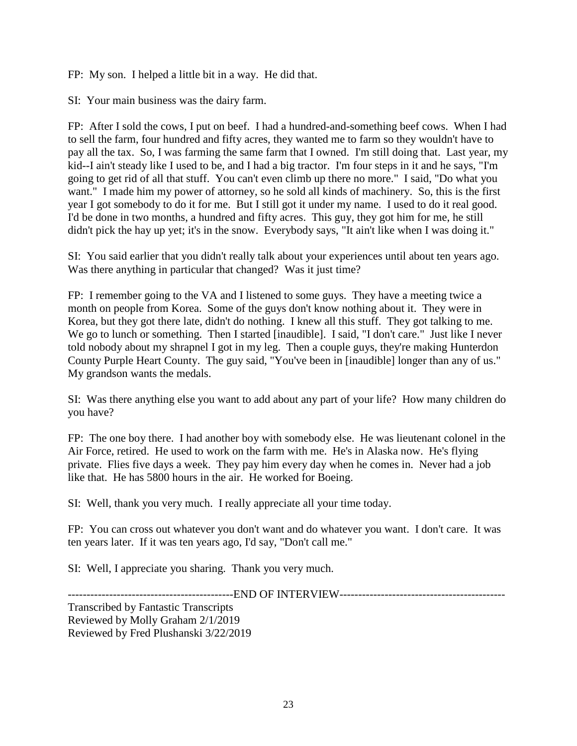FP: My son. I helped a little bit in a way. He did that.

SI: Your main business was the dairy farm.

FP: After I sold the cows, I put on beef. I had a hundred-and-something beef cows. When I had to sell the farm, four hundred and fifty acres, they wanted me to farm so they wouldn't have to pay all the tax. So, I was farming the same farm that I owned. I'm still doing that. Last year, my kid--I ain't steady like I used to be, and I had a big tractor. I'm four steps in it and he says, "I'm going to get rid of all that stuff. You can't even climb up there no more." I said, "Do what you want." I made him my power of attorney, so he sold all kinds of machinery. So, this is the first year I got somebody to do it for me. But I still got it under my name. I used to do it real good. I'd be done in two months, a hundred and fifty acres. This guy, they got him for me, he still didn't pick the hay up yet; it's in the snow. Everybody says, "It ain't like when I was doing it."

SI: You said earlier that you didn't really talk about your experiences until about ten years ago. Was there anything in particular that changed? Was it just time?

FP: I remember going to the VA and I listened to some guys. They have a meeting twice a month on people from Korea. Some of the guys don't know nothing about it. They were in Korea, but they got there late, didn't do nothing. I knew all this stuff. They got talking to me. We go to lunch or something. Then I started [inaudible]. I said, "I don't care." Just like I never told nobody about my shrapnel I got in my leg. Then a couple guys, they're making Hunterdon County Purple Heart County. The guy said, "You've been in [inaudible] longer than any of us." My grandson wants the medals.

SI: Was there anything else you want to add about any part of your life? How many children do you have?

FP: The one boy there. I had another boy with somebody else. He was lieutenant colonel in the Air Force, retired. He used to work on the farm with me. He's in Alaska now. He's flying private. Flies five days a week. They pay him every day when he comes in. Never had a job like that. He has 5800 hours in the air. He worked for Boeing.

SI: Well, thank you very much. I really appreciate all your time today.

FP: You can cross out whatever you don't want and do whatever you want. I don't care. It was ten years later. If it was ten years ago, I'd say, "Don't call me."

SI: Well, I appreciate you sharing. Thank you very much.

--------------------------------------------END OF INTERVIEW--------------------------------------------

Transcribed by Fantastic Transcripts
Reviewed by Molly Graham 2/1/2019
Reviewed by Fred Plushanski 3/22/2019